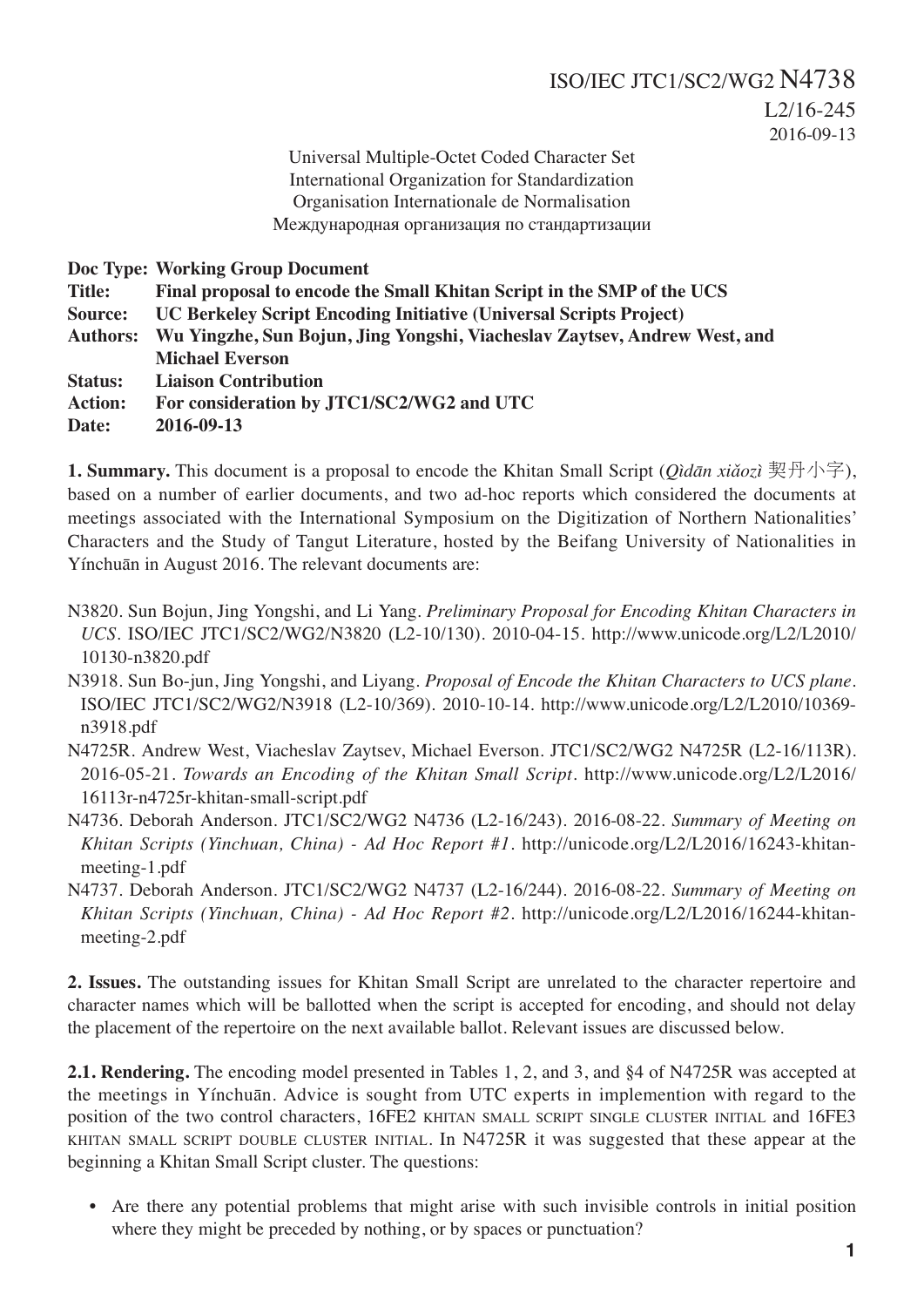ISO/IEC JTC1/SC2/WG2 N4738
L2/16-245
2016-09-13

Universal Multiple-Octet Coded Character Set
International Organization for Standardization
Organisation Internationale de Normalisation
Международная организация по стандартизации

**Doc Type: Working Group Document**
**Title: Final proposal to encode the Small Khitan Script in the SMP of the UCS**
**Source: UC Berkeley Script Encoding Initiative (Universal Scripts Project)**
**Authors: Wu Yingzhe, Sun Bojun, Jing Yongshi, Viacheslav Zaytsev, Andrew West, and Michael Everson**
**Status: Liaison Contribution**
**Action: For consideration by JTC1/SC2/WG2 and UTC**
**Date: 2016-09-13**

**1. Summary.** This document is a proposal to encode the Khitan Small Script (*Qìdān xiǎozì* 契丹小字), based on a number of earlier documents, and two ad-hoc reports which considered the documents at meetings associated with the International Symposium on the Digitization of Northern Nationalities' Characters and the Study of Tangut Literature, hosted by the Beifang University of Nationalities in Yínchuān in August 2016. The relevant documents are:

N3820. Sun Bojun, Jing Yongshi, and Li Yang. *Preliminary Proposal for Encoding Khitan Characters in UCS*. ISO/IEC JTC1/SC2/WG2/N3820 (L2-10/130). 2010-04-15. http://www.unicode.org/L2/L2010/10130-n3820.pdf

N3918. Sun Bo-jun, Jing Yongshi, and Liyang. *Proposal of Encode the Khitan Characters to UCS plane*. ISO/IEC JTC1/SC2/WG2/N3918 (L2-10/369). 2010-10-14. http://www.unicode.org/L2/L2010/10369-n3918.pdf

N4725R. Andrew West, Viacheslav Zaytsev, Michael Everson. JTC1/SC2/WG2 N4725R (L2-16/113R). 2016-05-21. *Towards an Encoding of the Khitan Small Script*. http://www.unicode.org/L2/L2016/16113r-n4725r-khitan-small-script.pdf

N4736. Deborah Anderson. JTC1/SC2/WG2 N4736 (L2-16/243). 2016-08-22. *Summary of Meeting on Khitan Scripts (Yinchuan, China) - Ad Hoc Report #1*. http://unicode.org/L2/L2016/16243-khitan-meeting-1.pdf

N4737. Deborah Anderson. JTC1/SC2/WG2 N4737 (L2-16/244). 2016-08-22. *Summary of Meeting on Khitan Scripts (Yinchuan, China) - Ad Hoc Report #2*. http://unicode.org/L2/L2016/16244-khitan-meeting-2.pdf

**2. Issues.** The outstanding issues for Khitan Small Script are unrelated to the character repertoire and character names which will be ballotted when the script is accepted for encoding, and should not delay the placement of the repertoire on the next available ballot. Relevant issues are discussed below.

**2.1. Rendering.** The encoding model presented in Tables 1, 2, and 3, and §4 of N4725R was accepted at the meetings in Yínchuān. Advice is sought from UTC experts in implemention with regard to the position of the two control characters, 16FE2 KHITAN SMALL SCRIPT SINGLE CLUSTER INITIAL and 16FE3 KHITAN SMALL SCRIPT DOUBLE CLUSTER INITIAL. In N4725R it was suggested that these appear at the beginning a Khitan Small Script cluster. The questions:

- Are there any potential problems that might arise with such invisible controls in initial position where they might be preceded by nothing, or by spaces or punctuation?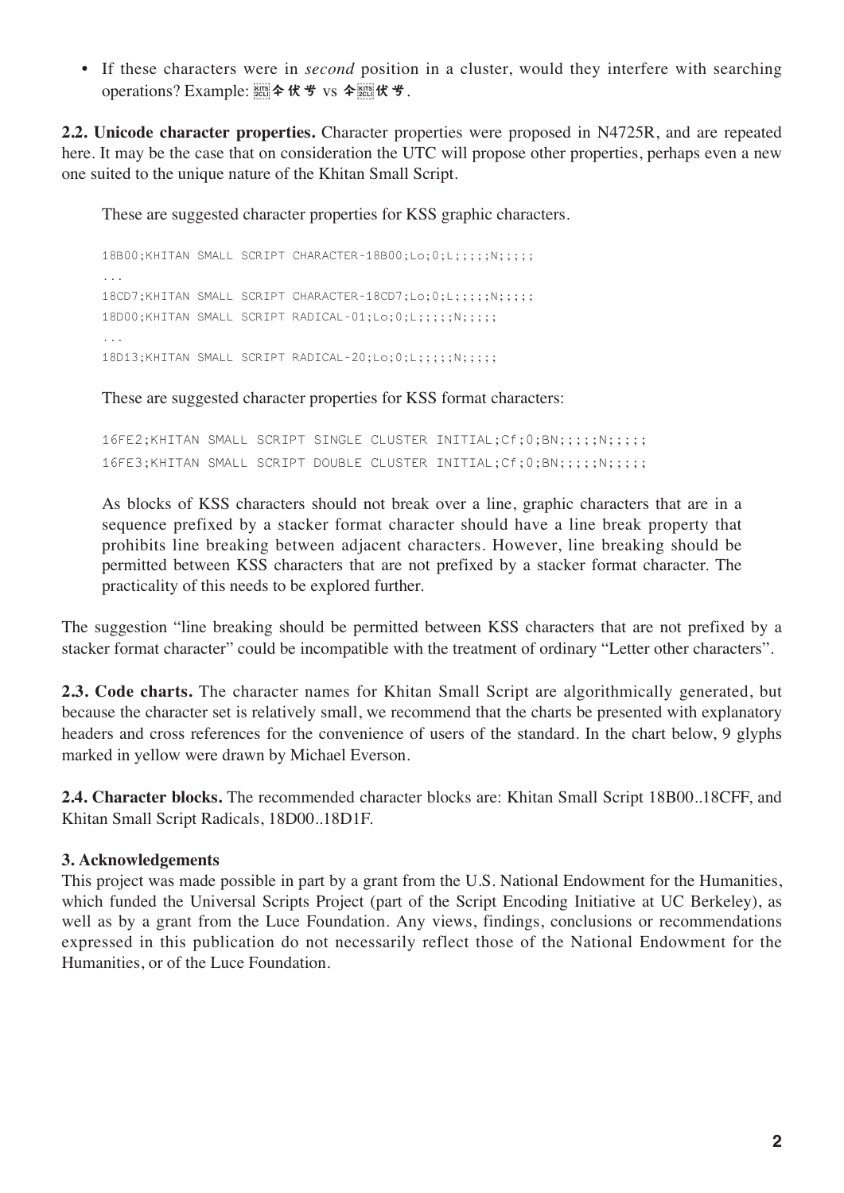- If these characters were in *second* position in a cluster, would they interfere with searching operations? Example: 𖿣𘲀𘰭𘰀 vs 𘲀𖿣𘰭𘰀.

**2.2. Unicode character properties.** Character properties were proposed in N4725R, and are repeated here. It may be the case that on consideration the UTC will propose other properties, perhaps even a new one suited to the unique nature of the Khitan Small Script.

These are suggested character properties for KSS graphic characters.

```
18B00;KHITAN SMALL SCRIPT CHARACTER-18B00;Lo;0;L;;;;;N;;;;;
...
18CD7;KHITAN SMALL SCRIPT CHARACTER-18CD7;Lo;0;L;;;;;N;;;;;
18D00;KHITAN SMALL SCRIPT RADICAL-01;Lo;0;L;;;;;N;;;;;
...
18D13;KHITAN SMALL SCRIPT RADICAL-20;Lo;0;L;;;;;N;;;;;
```

These are suggested character properties for KSS format characters:

```
16FE2;KHITAN SMALL SCRIPT SINGLE CLUSTER INITIAL;Cf;0;BN;;;;;N;;;;;
16FE3;KHITAN SMALL SCRIPT DOUBLE CLUSTER INITIAL;Cf;0;BN;;;;;N;;;;;
```

As blocks of KSS characters should not break over a line, graphic characters that are in a sequence prefixed by a stacker format character should have a line break property that prohibits line breaking between adjacent characters. However, line breaking should be permitted between KSS characters that are not prefixed by a stacker format character. The practicality of this needs to be explored further.

The suggestion "line breaking should be permitted between KSS characters that are not prefixed by a stacker format character" could be incompatible with the treatment of ordinary "Letter other characters".

**2.3. Code charts.** The character names for Khitan Small Script are algorithmically generated, but because the character set is relatively small, we recommend that the charts be presented with explanatory headers and cross references for the convenience of users of the standard. In the chart below, 9 glyphs marked in yellow were drawn by Michael Everson.

**2.4. Character blocks.** The recommended character blocks are: Khitan Small Script 18B00..18CFF, and Khitan Small Script Radicals, 18D00..18D1F.

### 3. Acknowledgements

This project was made possible in part by a grant from the U.S. National Endowment for the Humanities, which funded the Universal Scripts Project (part of the Script Encoding Initiative at UC Berkeley), as well as by a grant from the Luce Foundation. Any views, findings, conclusions or recommendations expressed in this publication do not necessarily reflect those of the National Endowment for the Humanities, or of the Luce Foundation.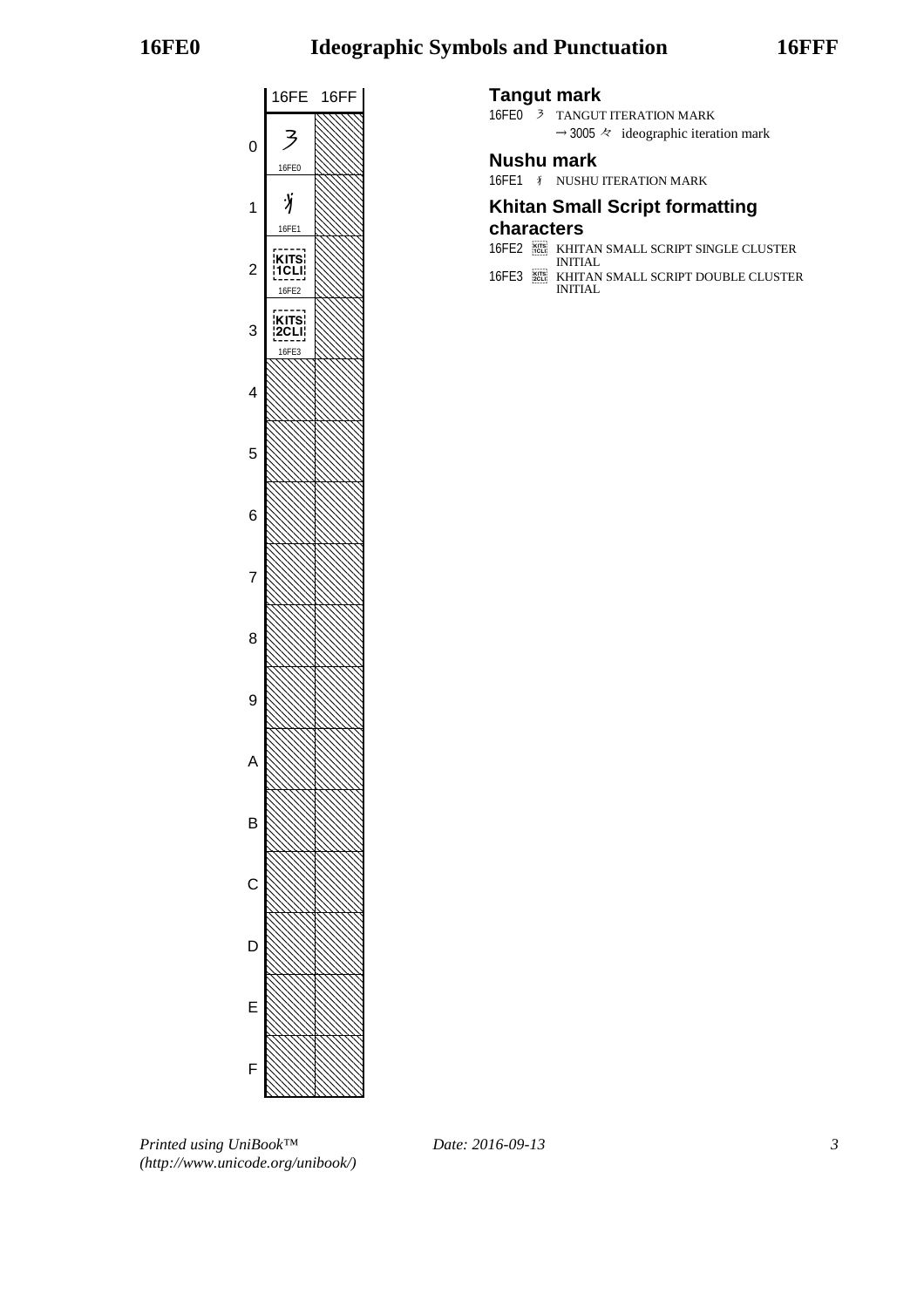| | 16FE | 16FF |
|---|---|---|
| 0 | 𖿠 16FE0 | |
| 1 | 𖿡 16FE1 | |
| 2 | KITS 1CLI 16FE2 | |
| 3 | KITS 2CLI 16FE3 | |
| 4 | | |
| 5 | | |
| 6 | | |
| 7 | | |
| 8 | | |
| 9 | | |
| A | | |
| B | | |
| C | | |
| D | | |
| E | | |
| F | | |

## Tangut mark

16FE0 𖿠 TANGUT ITERATION MARK
→ 3005 々 ideographic iteration mark

## Nushu mark

16FE1 𖿡 NUSHU ITERATION MARK

## Khitan Small Script formatting characters

16FE2 KITS 1CLI KHITAN SMALL SCRIPT SINGLE CLUSTER INITIAL

16FE3 KITS 2CLI KHITAN SMALL SCRIPT DOUBLE CLUSTER INITIAL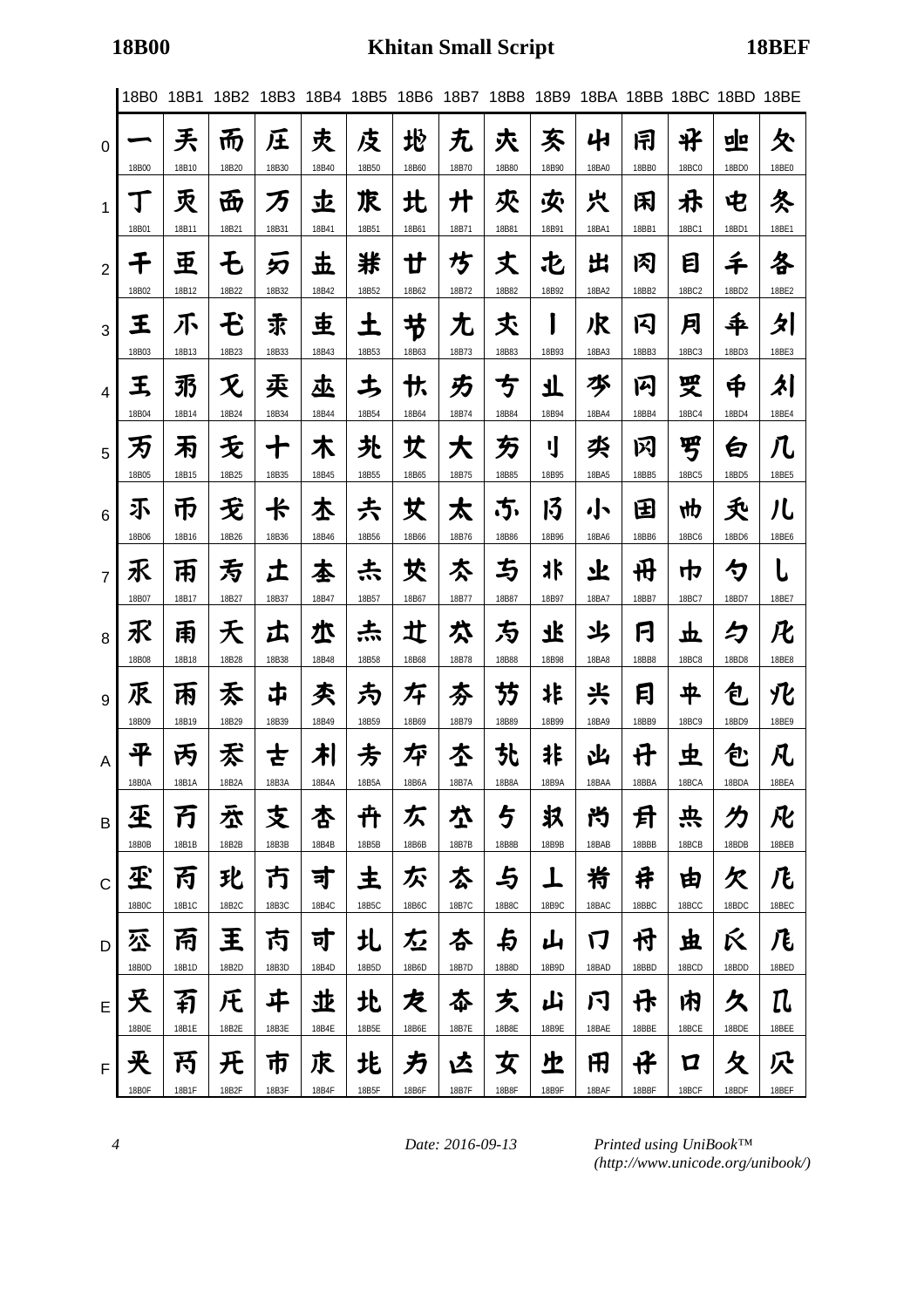# Khitan Small Script (18B00–18BEF)

| | 18B0 | 18B1 | 18B2 | 18B3 | 18B4 | 18B5 | 18B6 | 18B7 | 18B8 | 18B9 | 18BA | 18BB | 18BC | 18BD | 18BE |
|---|---|---|---|---|---|---|---|---|---|---|---|---|---|---|---|
| 0 | 𘬀 18B00 | 𘬐 18B10 | 𘬠 18B20 | 𘬰 18B30 | 𘭀 18B40 | 𘭐 18B50 | 𘭠 18B60 | 𘭰 18B70 | 𘮀 18B80 | 𘮐 18B90 | 𘮠 18BA0 | 𘮰 18BB0 | 𘯀 18BC0 | 𘯐 18BD0 | 𘯠 18BE0 |
| 1 | 𘬁 18B01 | 𘬑 18B11 | 𘬡 18B21 | 𘬱 18B31 | 𘭁 18B41 | 𘭑 18B51 | 𘭡 18B61 | 𘭱 18B71 | 𘮁 18B81 | 𘮑 18B91 | 𘮡 18BA1 | 𘮱 18BB1 | 𘯁 18BC1 | 𘯑 18BD1 | 𘯡 18BE1 |
| 2 | 𘬂 18B02 | 𘬒 18B12 | 𘬢 18B22 | 𘬲 18B32 | 𘭂 18B42 | 𘭒 18B52 | 𘭢 18B62 | 𘭲 18B72 | 𘮂 18B82 | 𘮒 18B92 | 𘮢 18BA2 | 𘮲 18BB2 | 𘯂 18BC2 | 𘯒 18BD2 | 𘯢 18BE2 |
| 3 | 𘬃 18B03 | 𘬓 18B13 | 𘬣 18B23 | 𘬳 18B33 | 𘭃 18B43 | 𘭓 18B53 | 𘭣 18B63 | 𘭳 18B73 | 𘮃 18B83 | 𘮓 18B93 | 𘮣 18BA3 | 𘮳 18BB3 | 𘯃 18BC3 | 𘯓 18BD3 | 𘯣 18BE3 |
| 4 | 𘬄 18B04 | 𘬔 18B14 | 𘬤 18B24 | 𘬴 18B34 | 𘭄 18B44 | 𘭔 18B54 | 𘭤 18B64 | 𘭴 18B74 | 𘮄 18B84 | 𘮔 18B94 | 𘮤 18BA4 | 𘮴 18BB4 | 𘯄 18BC4 | 𘯔 18BD4 | 𘯤 18BE4 |
| 5 | 𘬅 18B05 | 𘬕 18B15 | 𘬥 18B25 | 𘬵 18B35 | 𘭅 18B45 | 𘭕 18B55 | 𘭥 18B65 | 𘭵 18B75 | 𘮅 18B85 | 𘮕 18B95 | 𘮥 18BA5 | 𘮵 18BB5 | 𘯅 18BC5 | 𘯕 18BD5 | 𘯥 18BE5 |
| 6 | 𘬆 18B06 | 𘬖 18B16 | 𘬦 18B26 | 𘬶 18B36 | 𘭆 18B46 | 𘭖 18B56 | 𘭦 18B66 | 𘭶 18B76 | 𘮆 18B86 | 𘮖 18B96 | 𘮦 18BA6 | 𘮶 18BB6 | 𘯆 18BC6 | 𘯖 18BD6 | 𘯦 18BE6 |
| 7 | 𘬇 18B07 | 𘬗 18B17 | 𘬧 18B27 | 𘬷 18B37 | 𘭇 18B47 | 𘭗 18B57 | 𘭧 18B67 | 𘭷 18B77 | 𘮇 18B87 | 𘮗 18B97 | 𘮧 18BA7 | 𘮷 18BB7 | 𘯇 18BC7 | 𘯗 18BD7 | 𘯧 18BE7 |
| 8 | 𘬈 18B08 | 𘬘 18B18 | 𘬨 18B28 | 𘬸 18B38 | 𘭈 18B48 | 𘭘 18B58 | 𘭨 18B68 | 𘭸 18B78 | 𘮈 18B88 | 𘮘 18B98 | 𘮨 18BA8 | 𘮸 18BB8 | 𘯈 18BC8 | 𘯘 18BD8 | 𘯨 18BE8 |
| 9 | 𘬉 18B09 | 𘬙 18B19 | 𘬩 18B29 | 𘬹 18B39 | 𘭉 18B49 | 𘭙 18B59 | 𘭩 18B69 | 𘭹 18B79 | 𘮉 18B89 | 𘮙 18B99 | 𘮩 18BA9 | 𘮹 18BB9 | 𘯉 18BC9 | 𘯙 18BD9 | 𘯩 18BE9 |
| A | 𘬊 18B0A | 𘬚 18B1A | 𘬪 18B2A | 𘬺 18B3A | 𘭊 18B4A | 𘭚 18B5A | 𘭪 18B6A | 𘭺 18B7A | 𘮊 18B8A | 𘮚 18B9A | 𘮪 18BAA | 𘮺 18BBA | 𘯊 18BCA | 𘯚 18BDA | 𘯪 18BEA |
| B | 𘬋 18B0B | 𘬛 18B1B | 𘬫 18B2B | 𘬻 18B3B | 𘭋 18B4B | 𘭛 18B5B | 𘭫 18B6B | 𘭻 18B7B | 𘮋 18B8B | 𘮛 18B9B | 𘮫 18BAB | 𘮻 18BBB | 𘯋 18BCB | 𘯛 18BDB | 𘯫 18BEB |
| C | 𘬌 18B0C | 𘬜 18B1C | 𘬬 18B2C | 𘬼 18B3C | 𘭌 18B4C | 𘭜 18B5C | 𘭬 18B6C | 𘭼 18B7C | 𘮌 18B8C | 𘮜 18B9C | 𘮬 18BAC | 𘮼 18BBC | 𘯌 18BCC | 𘯜 18BDC | 𘯬 18BEC |
| D | 𘬍 18B0D | 𘬝 18B1D | 𘬭 18B2D | 𘬽 18B3D | 𘭍 18B4D | 𘭝 18B5D | 𘭭 18B6D | 𘭽 18B7D | 𘮍 18B8D | 𘮝 18B9D | 𘮭 18BAD | 𘮽 18BBD | 𘯍 18BCD | 𘯝 18BDD | 𘯭 18BED |
| E | 𘬎 18B0E | 𘬞 18B1E | 𘬮 18B2E | 𘬾 18B3E | 𘭎 18B4E | 𘭞 18B5E | 𘭮 18B6E | 𘭾 18B7E | 𘮎 18B8E | 𘮞 18B9E | 𘮮 18BAE | 𘮾 18BBE | 𘯎 18BCE | 𘯞 18BDE | 𘯮 18BEE |
| F | 𘬏 18B0F | 𘬟 18B1F | 𘬯 18B2F | 𘬿 18B3F | 𘭏 18B4F | 𘭟 18B5F | 𘭯 18B6F | 𘭿 18B7F | 𘮏 18B8F | 𘮟 18B9F | 𘮯 18BAF | 𘮿 18BBF | 𘯏 18BCF | 𘯟 18BDF | 𘯯 18BEF |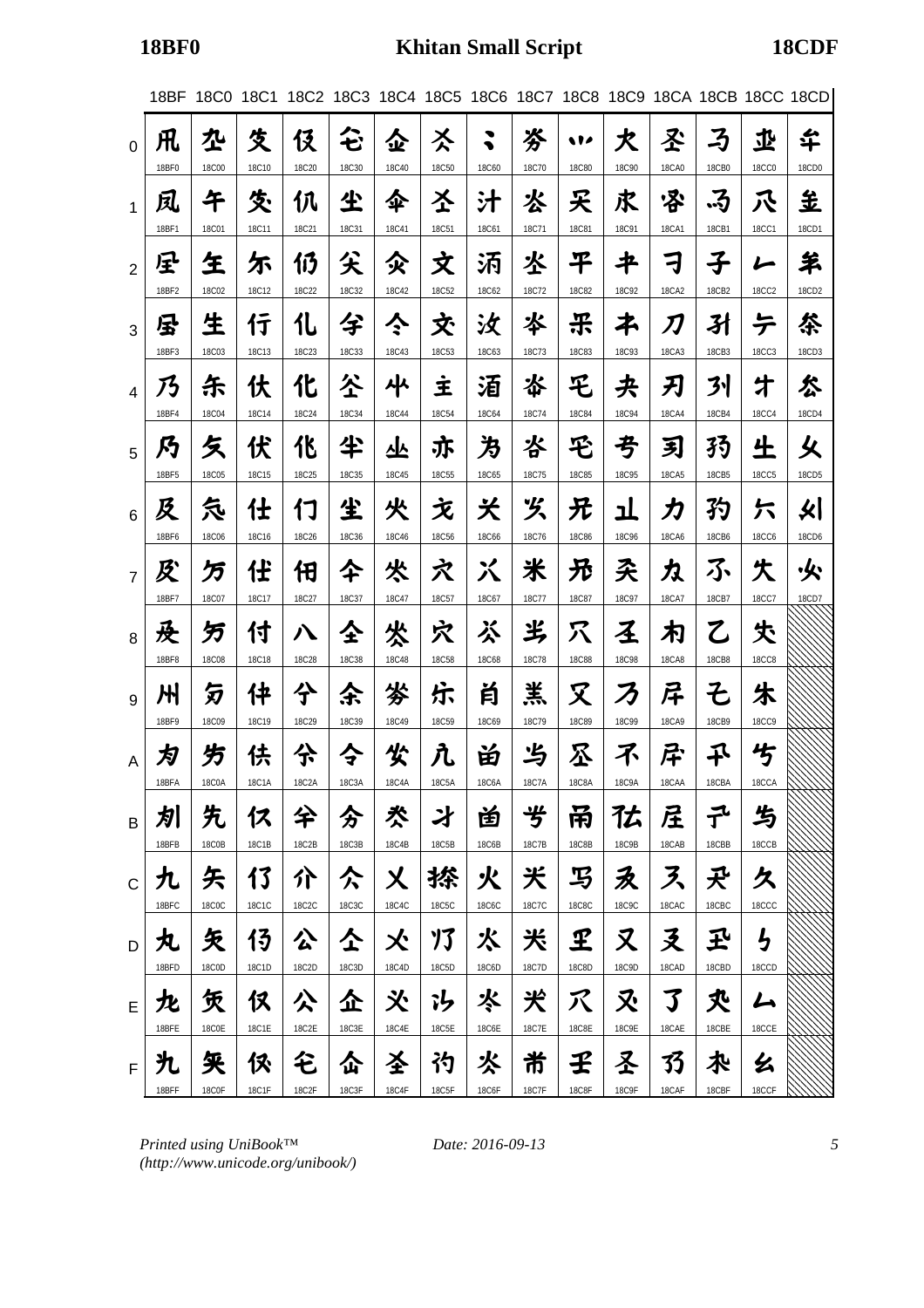| | 18BF | 18C0 | 18C1 | 18C2 | 18C3 | 18C4 | 18C5 | 18C6 | 18C7 | 18C8 | 18C9 | 18CA | 18CB | 18CC | 18CD |
|---|---|---|---|---|---|---|---|---|---|---|---|---|---|---|---|
| 0 | 18BF0 | 18C00 | 18C10 | 18C20 | 18C30 | 18C40 | 18C50 | 18C60 | 18C70 | 18C80 | 18C90 | 18CA0 | 18CB0 | 18CC0 | 18CD0 |
| 1 | 18BF1 | 18C01 | 18C11 | 18C21 | 18C31 | 18C41 | 18C51 | 18C61 | 18C71 | 18C81 | 18C91 | 18CA1 | 18CB1 | 18CC1 | 18CD1 |
| 2 | 18BF2 | 18C02 | 18C12 | 18C22 | 18C32 | 18C42 | 18C52 | 18C62 | 18C72 | 18C82 | 18C92 | 18CA2 | 18CB2 | 18CC2 | 18CD2 |
| 3 | 18BF3 | 18C03 | 18C13 | 18C23 | 18C33 | 18C43 | 18C53 | 18C63 | 18C73 | 18C83 | 18C93 | 18CA3 | 18CB3 | 18CC3 | 18CD3 |
| 4 | 18BF4 | 18C04 | 18C14 | 18C24 | 18C34 | 18C44 | 18C54 | 18C64 | 18C74 | 18C84 | 18C94 | 18CA4 | 18CB4 | 18CC4 | 18CD4 |
| 5 | 18BF5 | 18C05 | 18C15 | 18C25 | 18C35 | 18C45 | 18C55 | 18C65 | 18C75 | 18C85 | 18C95 | 18CA5 | 18CB5 | 18CC5 | 18CD5 |
| 6 | 18BF6 | 18C06 | 18C16 | 18C26 | 18C36 | 18C46 | 18C56 | 18C66 | 18C76 | 18C86 | 18C96 | 18CA6 | 18CB6 | 18CC6 | 18CD6 |
| 7 | 18BF7 | 18C07 | 18C17 | 18C27 | 18C37 | 18C47 | 18C57 | 18C67 | 18C77 | 18C87 | 18C97 | 18CA7 | 18CB7 | 18CC7 | 18CD7 |
| 8 | 18BF8 | 18C08 | 18C18 | 18C28 | 18C38 | 18C48 | 18C58 | 18C68 | 18C78 | 18C88 | 18C98 | 18CA8 | 18CB8 | 18CC8 | |
| 9 | 18BF9 | 18C09 | 18C19 | 18C29 | 18C39 | 18C49 | 18C59 | 18C69 | 18C79 | 18C89 | 18C99 | 18CA9 | 18CB9 | 18CC9 | |
| A | 18BFA | 18C0A | 18C1A | 18C2A | 18C3A | 18C4A | 18C5A | 18C6A | 18C7A | 18C8A | 18C9A | 18CAA | 18CBA | 18CCA | |
| B | 18BFB | 18C0B | 18C1B | 18C2B | 18C3B | 18C4B | 18C5B | 18C6B | 18C7B | 18C8B | 18C9B | 18CAB | 18CBB | 18CCB | |
| C | 18BFC | 18C0C | 18C1C | 18C2C | 18C3C | 18C4C | 18C5C | 18C6C | 18C7C | 18C8C | 18C9C | 18CAC | 18CBC | 18CCC | |
| D | 18BFD | 18C0D | 18C1D | 18C2D | 18C3D | 18C4D | 18C5D | 18C6D | 18C7D | 18C8D | 18C9D | 18CAD | 18CBD | 18CCD | |
| E | 18BFE | 18C0E | 18C1E | 18C2E | 18C3E | 18C4E | 18C5E | 18C6E | 18C7E | 18C8E | 18C9E | 18CAE | 18CBE | 18CCE | |
| F | 18BFF | 18C0F | 18C1F | 18C2F | 18C3F | 18C4F | 18C5F | 18C6F | 18C7F | 18C8F | 18C9F | 18CAF | 18CBF | 18CCF | |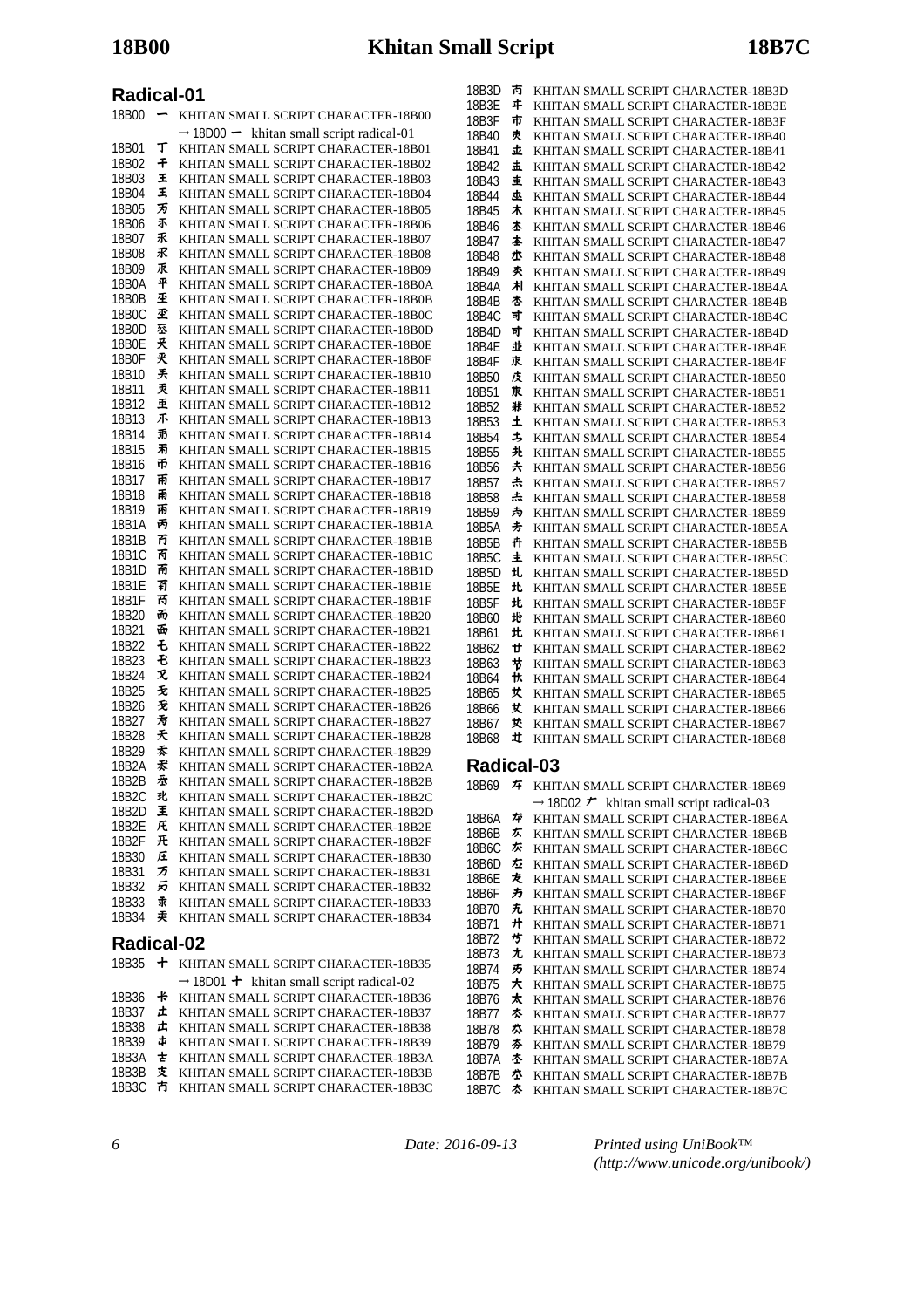## Radical-01

18B00 KHITAN SMALL SCRIPT CHARACTER-18B00
→ 18D00 khitan small script radical-01
18B01 KHITAN SMALL SCRIPT CHARACTER-18B01
18B02 KHITAN SMALL SCRIPT CHARACTER-18B02
18B03 KHITAN SMALL SCRIPT CHARACTER-18B03
18B04 KHITAN SMALL SCRIPT CHARACTER-18B04
18B05 KHITAN SMALL SCRIPT CHARACTER-18B05
18B06 KHITAN SMALL SCRIPT CHARACTER-18B06
18B07 KHITAN SMALL SCRIPT CHARACTER-18B07
18B08 KHITAN SMALL SCRIPT CHARACTER-18B08
18B09 KHITAN SMALL SCRIPT CHARACTER-18B09
18B0A KHITAN SMALL SCRIPT CHARACTER-18B0A
18B0B KHITAN SMALL SCRIPT CHARACTER-18B0B
18B0C KHITAN SMALL SCRIPT CHARACTER-18B0C
18B0D KHITAN SMALL SCRIPT CHARACTER-18B0D
18B0E KHITAN SMALL SCRIPT CHARACTER-18B0E
18B0F KHITAN SMALL SCRIPT CHARACTER-18B0F
18B10 KHITAN SMALL SCRIPT CHARACTER-18B10
18B11 KHITAN SMALL SCRIPT CHARACTER-18B11
18B12 KHITAN SMALL SCRIPT CHARACTER-18B12
18B13 KHITAN SMALL SCRIPT CHARACTER-18B13
18B14 KHITAN SMALL SCRIPT CHARACTER-18B14
18B15 KHITAN SMALL SCRIPT CHARACTER-18B15
18B16 KHITAN SMALL SCRIPT CHARACTER-18B16
18B17 KHITAN SMALL SCRIPT CHARACTER-18B17
18B18 KHITAN SMALL SCRIPT CHARACTER-18B18
18B19 KHITAN SMALL SCRIPT CHARACTER-18B19
18B1A KHITAN SMALL SCRIPT CHARACTER-18B1A
18B1B KHITAN SMALL SCRIPT CHARACTER-18B1B
18B1C KHITAN SMALL SCRIPT CHARACTER-18B1C
18B1D KHITAN SMALL SCRIPT CHARACTER-18B1D
18B1E KHITAN SMALL SCRIPT CHARACTER-18B1E
18B1F KHITAN SMALL SCRIPT CHARACTER-18B1F
18B20 KHITAN SMALL SCRIPT CHARACTER-18B20
18B21 KHITAN SMALL SCRIPT CHARACTER-18B21
18B22 KHITAN SMALL SCRIPT CHARACTER-18B22
18B23 KHITAN SMALL SCRIPT CHARACTER-18B23
18B24 KHITAN SMALL SCRIPT CHARACTER-18B24
18B25 KHITAN SMALL SCRIPT CHARACTER-18B25
18B26 KHITAN SMALL SCRIPT CHARACTER-18B26
18B27 KHITAN SMALL SCRIPT CHARACTER-18B27
18B28 KHITAN SMALL SCRIPT CHARACTER-18B28
18B29 KHITAN SMALL SCRIPT CHARACTER-18B29
18B2A KHITAN SMALL SCRIPT CHARACTER-18B2A
18B2B KHITAN SMALL SCRIPT CHARACTER-18B2B
18B2C KHITAN SMALL SCRIPT CHARACTER-18B2C
18B2D KHITAN SMALL SCRIPT CHARACTER-18B2D
18B2E KHITAN SMALL SCRIPT CHARACTER-18B2E
18B2F KHITAN SMALL SCRIPT CHARACTER-18B2F
18B30 KHITAN SMALL SCRIPT CHARACTER-18B30
18B31 KHITAN SMALL SCRIPT CHARACTER-18B31
18B32 KHITAN SMALL SCRIPT CHARACTER-18B32
18B33 KHITAN SMALL SCRIPT CHARACTER-18B33
18B34 KHITAN SMALL SCRIPT CHARACTER-18B34

## Radical-02

18B35 KHITAN SMALL SCRIPT CHARACTER-18B35
→ 18D01 khitan small script radical-02
18B36 KHITAN SMALL SCRIPT CHARACTER-18B36
18B37 KHITAN SMALL SCRIPT CHARACTER-18B37
18B38 KHITAN SMALL SCRIPT CHARACTER-18B38
18B39 KHITAN SMALL SCRIPT CHARACTER-18B39
18B3A KHITAN SMALL SCRIPT CHARACTER-18B3A
18B3B KHITAN SMALL SCRIPT CHARACTER-18B3B
18B3C KHITAN SMALL SCRIPT CHARACTER-18B3C
18B3D KHITAN SMALL SCRIPT CHARACTER-18B3D
18B3E KHITAN SMALL SCRIPT CHARACTER-18B3E
18B3F KHITAN SMALL SCRIPT CHARACTER-18B3F
18B40 KHITAN SMALL SCRIPT CHARACTER-18B40
18B41 KHITAN SMALL SCRIPT CHARACTER-18B41
18B42 KHITAN SMALL SCRIPT CHARACTER-18B42
18B43 KHITAN SMALL SCRIPT CHARACTER-18B43
18B44 KHITAN SMALL SCRIPT CHARACTER-18B44
18B45 KHITAN SMALL SCRIPT CHARACTER-18B45
18B46 KHITAN SMALL SCRIPT CHARACTER-18B46
18B47 KHITAN SMALL SCRIPT CHARACTER-18B47
18B48 KHITAN SMALL SCRIPT CHARACTER-18B48
18B49 KHITAN SMALL SCRIPT CHARACTER-18B49
18B4A KHITAN SMALL SCRIPT CHARACTER-18B4A
18B4B KHITAN SMALL SCRIPT CHARACTER-18B4B
18B4C KHITAN SMALL SCRIPT CHARACTER-18B4C
18B4D KHITAN SMALL SCRIPT CHARACTER-18B4D
18B4E KHITAN SMALL SCRIPT CHARACTER-18B4E
18B4F KHITAN SMALL SCRIPT CHARACTER-18B4F
18B50 KHITAN SMALL SCRIPT CHARACTER-18B50
18B51 KHITAN SMALL SCRIPT CHARACTER-18B51
18B52 KHITAN SMALL SCRIPT CHARACTER-18B52
18B53 KHITAN SMALL SCRIPT CHARACTER-18B53
18B54 KHITAN SMALL SCRIPT CHARACTER-18B54
18B55 KHITAN SMALL SCRIPT CHARACTER-18B55
18B56 KHITAN SMALL SCRIPT CHARACTER-18B56
18B57 KHITAN SMALL SCRIPT CHARACTER-18B57
18B58 KHITAN SMALL SCRIPT CHARACTER-18B58
18B59 KHITAN SMALL SCRIPT CHARACTER-18B59
18B5A KHITAN SMALL SCRIPT CHARACTER-18B5A
18B5B KHITAN SMALL SCRIPT CHARACTER-18B5B
18B5C KHITAN SMALL SCRIPT CHARACTER-18B5C
18B5D KHITAN SMALL SCRIPT CHARACTER-18B5D
18B5E KHITAN SMALL SCRIPT CHARACTER-18B5E
18B5F KHITAN SMALL SCRIPT CHARACTER-18B5F
18B60 KHITAN SMALL SCRIPT CHARACTER-18B60
18B61 KHITAN SMALL SCRIPT CHARACTER-18B61
18B62 KHITAN SMALL SCRIPT CHARACTER-18B62
18B63 KHITAN SMALL SCRIPT CHARACTER-18B63
18B64 KHITAN SMALL SCRIPT CHARACTER-18B64
18B65 KHITAN SMALL SCRIPT CHARACTER-18B65
18B66 KHITAN SMALL SCRIPT CHARACTER-18B66
18B67 KHITAN SMALL SCRIPT CHARACTER-18B67
18B68 KHITAN SMALL SCRIPT CHARACTER-18B68

## Radical-03

18B69 KHITAN SMALL SCRIPT CHARACTER-18B69
→ 18D02 khitan small script radical-03
18B6A KHITAN SMALL SCRIPT CHARACTER-18B6A
18B6B KHITAN SMALL SCRIPT CHARACTER-18B6B
18B6C KHITAN SMALL SCRIPT CHARACTER-18B6C
18B6D KHITAN SMALL SCRIPT CHARACTER-18B6D
18B6E KHITAN SMALL SCRIPT CHARACTER-18B6E
18B6F KHITAN SMALL SCRIPT CHARACTER-18B6F
18B70 KHITAN SMALL SCRIPT CHARACTER-18B70
18B71 KHITAN SMALL SCRIPT CHARACTER-18B71
18B72 KHITAN SMALL SCRIPT CHARACTER-18B72
18B73 KHITAN SMALL SCRIPT CHARACTER-18B73
18B74 KHITAN SMALL SCRIPT CHARACTER-18B74
18B75 KHITAN SMALL SCRIPT CHARACTER-18B75
18B76 KHITAN SMALL SCRIPT CHARACTER-18B76
18B77 KHITAN SMALL SCRIPT CHARACTER-18B77
18B78 KHITAN SMALL SCRIPT CHARACTER-18B78
18B79 KHITAN SMALL SCRIPT CHARACTER-18B79
18B7A KHITAN SMALL SCRIPT CHARACTER-18B7A
18B7B KHITAN SMALL SCRIPT CHARACTER-18B7B
18B7C KHITAN SMALL SCRIPT CHARACTER-18B7C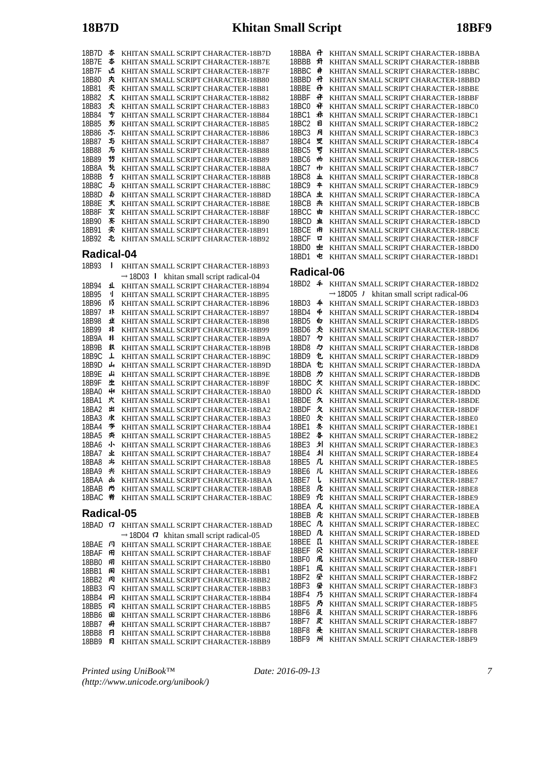18B7D 𘭽 KHITAN SMALL SCRIPT CHARACTER-18B7D
18B7E 𘭾 KHITAN SMALL SCRIPT CHARACTER-18B7E
18B7F 𘭿 KHITAN SMALL SCRIPT CHARACTER-18B7F
18B80 𘮀 KHITAN SMALL SCRIPT CHARACTER-18B80
18B81 𘮁 KHITAN SMALL SCRIPT CHARACTER-18B81
18B82 𘮂 KHITAN SMALL SCRIPT CHARACTER-18B82
18B83 𘮃 KHITAN SMALL SCRIPT CHARACTER-18B83
18B84 𘮄 KHITAN SMALL SCRIPT CHARACTER-18B84
18B85 𘮅 KHITAN SMALL SCRIPT CHARACTER-18B85
18B86 𘮆 KHITAN SMALL SCRIPT CHARACTER-18B86
18B87 𘮇 KHITAN SMALL SCRIPT CHARACTER-18B87
18B88 𘮈 KHITAN SMALL SCRIPT CHARACTER-18B88
18B89 𘮉 KHITAN SMALL SCRIPT CHARACTER-18B89
18B8A 𘮊 KHITAN SMALL SCRIPT CHARACTER-18B8A
18B8B 𘮋 KHITAN SMALL SCRIPT CHARACTER-18B8B
18B8C 𘮌 KHITAN SMALL SCRIPT CHARACTER-18B8C
18B8D 𘮍 KHITAN SMALL SCRIPT CHARACTER-18B8D
18B8E 𘮎 KHITAN SMALL SCRIPT CHARACTER-18B8E
18B8F 𘮏 KHITAN SMALL SCRIPT CHARACTER-18B8F
18B90 𘮐 KHITAN SMALL SCRIPT CHARACTER-18B90
18B91 𘮑 KHITAN SMALL SCRIPT CHARACTER-18B91
18B92 𘮒 KHITAN SMALL SCRIPT CHARACTER-18B92

## Radical-04

18B93 𘮓 KHITAN SMALL SCRIPT CHARACTER-18B93
→ 18D03 𘴃 khitan small script radical-04
18B94 𘮔 KHITAN SMALL SCRIPT CHARACTER-18B94
18B95 𘮕 KHITAN SMALL SCRIPT CHARACTER-18B95
18B96 𘮖 KHITAN SMALL SCRIPT CHARACTER-18B96
18B97 𘮗 KHITAN SMALL SCRIPT CHARACTER-18B97
18B98 𘮘 KHITAN SMALL SCRIPT CHARACTER-18B98
18B99 𘮙 KHITAN SMALL SCRIPT CHARACTER-18B99
18B9A 𘮚 KHITAN SMALL SCRIPT CHARACTER-18B9A
18B9B 𘮛 KHITAN SMALL SCRIPT CHARACTER-18B9B
18B9C 𘮜 KHITAN SMALL SCRIPT CHARACTER-18B9C
18B9D 𘮝 KHITAN SMALL SCRIPT CHARACTER-18B9D
18B9E 𘮞 KHITAN SMALL SCRIPT CHARACTER-18B9E
18B9F 𘮟 KHITAN SMALL SCRIPT CHARACTER-18B9F
18BA0 𘮠 KHITAN SMALL SCRIPT CHARACTER-18BA0
18BA1 𘮡 KHITAN SMALL SCRIPT CHARACTER-18BA1
18BA2 𘮢 KHITAN SMALL SCRIPT CHARACTER-18BA2
18BA3 𘮣 KHITAN SMALL SCRIPT CHARACTER-18BA3
18BA4 𘮤 KHITAN SMALL SCRIPT CHARACTER-18BA4
18BA5 𘮥 KHITAN SMALL SCRIPT CHARACTER-18BA5
18BA6 𘮦 KHITAN SMALL SCRIPT CHARACTER-18BA6
18BA7 𘮧 KHITAN SMALL SCRIPT CHARACTER-18BA7
18BA8 𘮨 KHITAN SMALL SCRIPT CHARACTER-18BA8
18BA9 𘮩 KHITAN SMALL SCRIPT CHARACTER-18BA9
18BAA 𘮪 KHITAN SMALL SCRIPT CHARACTER-18BAA
18BAB 𘮫 KHITAN SMALL SCRIPT CHARACTER-18BAB
18BAC 𘮬 KHITAN SMALL SCRIPT CHARACTER-18BAC

## Radical-05

18BAD 𘮭 KHITAN SMALL SCRIPT CHARACTER-18BAD
→ 18D04 𘴄 khitan small script radical-05
18BAE 𘮮 KHITAN SMALL SCRIPT CHARACTER-18BAE
18BAF 𘮯 KHITAN SMALL SCRIPT CHARACTER-18BAF
18BB0 𘮰 KHITAN SMALL SCRIPT CHARACTER-18BB0
18BB1 𘮱 KHITAN SMALL SCRIPT CHARACTER-18BB1
18BB2 𘮲 KHITAN SMALL SCRIPT CHARACTER-18BB2
18BB3 𘮳 KHITAN SMALL SCRIPT CHARACTER-18BB3
18BB4 𘮴 KHITAN SMALL SCRIPT CHARACTER-18BB4
18BB5 𘮵 KHITAN SMALL SCRIPT CHARACTER-18BB5
18BB6 𘮶 KHITAN SMALL SCRIPT CHARACTER-18BB6
18BB7 𘮷 KHITAN SMALL SCRIPT CHARACTER-18BB7
18BB8 𘮸 KHITAN SMALL SCRIPT CHARACTER-18BB8
18BB9 𘮹 KHITAN SMALL SCRIPT CHARACTER-18BB9
18BBA 𘮺 KHITAN SMALL SCRIPT CHARACTER-18BBA
18BBB 𘮻 KHITAN SMALL SCRIPT CHARACTER-18BBB
18BBC 𘮼 KHITAN SMALL SCRIPT CHARACTER-18BBC
18BBD 𘮽 KHITAN SMALL SCRIPT CHARACTER-18BBD
18BBE 𘮾 KHITAN SMALL SCRIPT CHARACTER-18BBE
18BBF 𘮿 KHITAN SMALL SCRIPT CHARACTER-18BBF
18BC0 𘯀 KHITAN SMALL SCRIPT CHARACTER-18BC0
18BC1 𘯁 KHITAN SMALL SCRIPT CHARACTER-18BC1
18BC2 𘯂 KHITAN SMALL SCRIPT CHARACTER-18BC2
18BC3 𘯃 KHITAN SMALL SCRIPT CHARACTER-18BC3
18BC4 𘯄 KHITAN SMALL SCRIPT CHARACTER-18BC4
18BC5 𘯅 KHITAN SMALL SCRIPT CHARACTER-18BC5
18BC6 𘯆 KHITAN SMALL SCRIPT CHARACTER-18BC6
18BC7 𘯇 KHITAN SMALL SCRIPT CHARACTER-18BC7
18BC8 𘯈 KHITAN SMALL SCRIPT CHARACTER-18BC8
18BC9 𘯉 KHITAN SMALL SCRIPT CHARACTER-18BC9
18BCA 𘯊 KHITAN SMALL SCRIPT CHARACTER-18BCA
18BCB 𘯋 KHITAN SMALL SCRIPT CHARACTER-18BCB
18BCC 𘯌 KHITAN SMALL SCRIPT CHARACTER-18BCC
18BCD 𘯍 KHITAN SMALL SCRIPT CHARACTER-18BCD
18BCE 𘯎 KHITAN SMALL SCRIPT CHARACTER-18BCE
18BCF 𘯏 KHITAN SMALL SCRIPT CHARACTER-18BCF
18BD0 𘯐 KHITAN SMALL SCRIPT CHARACTER-18BD0
18BD1 𘯑 KHITAN SMALL SCRIPT CHARACTER-18BD1

## Radical-06

18BD2 𘯒 KHITAN SMALL SCRIPT CHARACTER-18BD2
→ 18D05 𘴅 khitan small script radical-06
18BD3 𘯓 KHITAN SMALL SCRIPT CHARACTER-18BD3
18BD4 𘯔 KHITAN SMALL SCRIPT CHARACTER-18BD4
18BD5 𘯕 KHITAN SMALL SCRIPT CHARACTER-18BD5
18BD6 𘯖 KHITAN SMALL SCRIPT CHARACTER-18BD6
18BD7 𘯗 KHITAN SMALL SCRIPT CHARACTER-18BD7
18BD8 𘯘 KHITAN SMALL SCRIPT CHARACTER-18BD8
18BD9 𘯙 KHITAN SMALL SCRIPT CHARACTER-18BD9
18BDA 𘯚 KHITAN SMALL SCRIPT CHARACTER-18BDA
18BDB 𘯛 KHITAN SMALL SCRIPT CHARACTER-18BDB
18BDC 𘯜 KHITAN SMALL SCRIPT CHARACTER-18BDC
18BDD 𘯝 KHITAN SMALL SCRIPT CHARACTER-18BDD
18BDE 𘯞 KHITAN SMALL SCRIPT CHARACTER-18BDE
18BDF 𘯟 KHITAN SMALL SCRIPT CHARACTER-18BDF
18BE0 𘯠 KHITAN SMALL SCRIPT CHARACTER-18BE0
18BE1 𘯡 KHITAN SMALL SCRIPT CHARACTER-18BE1
18BE2 𘯢 KHITAN SMALL SCRIPT CHARACTER-18BE2
18BE3 𘯣 KHITAN SMALL SCRIPT CHARACTER-18BE3
18BE4 𘯤 KHITAN SMALL SCRIPT CHARACTER-18BE4
18BE5 𘯥 KHITAN SMALL SCRIPT CHARACTER-18BE5
18BE6 𘯦 KHITAN SMALL SCRIPT CHARACTER-18BE6
18BE7 𘯧 KHITAN SMALL SCRIPT CHARACTER-18BE7
18BE8 𘯨 KHITAN SMALL SCRIPT CHARACTER-18BE8
18BE9 𘯩 KHITAN SMALL SCRIPT CHARACTER-18BE9
18BEA 𘯪 KHITAN SMALL SCRIPT CHARACTER-18BEA
18BEB 𘯫 KHITAN SMALL SCRIPT CHARACTER-18BEB
18BEC 𘯬 KHITAN SMALL SCRIPT CHARACTER-18BEC
18BED 𘯭 KHITAN SMALL SCRIPT CHARACTER-18BED
18BEE 𘯮 KHITAN SMALL SCRIPT CHARACTER-18BEE
18BEF 𘯯 KHITAN SMALL SCRIPT CHARACTER-18BEF
18BF0 𘯰 KHITAN SMALL SCRIPT CHARACTER-18BF0
18BF1 𘯱 KHITAN SMALL SCRIPT CHARACTER-18BF1
18BF2 𘯲 KHITAN SMALL SCRIPT CHARACTER-18BF2
18BF3 𘯳 KHITAN SMALL SCRIPT CHARACTER-18BF3
18BF4 𘯴 KHITAN SMALL SCRIPT CHARACTER-18BF4
18BF5 𘯵 KHITAN SMALL SCRIPT CHARACTER-18BF5
18BF6 𘯶 KHITAN SMALL SCRIPT CHARACTER-18BF6
18BF7 𘯷 KHITAN SMALL SCRIPT CHARACTER-18BF7
18BF8 𘯸 KHITAN SMALL SCRIPT CHARACTER-18BF8
18BF9 𘯹 KHITAN SMALL SCRIPT CHARACTER-18BF9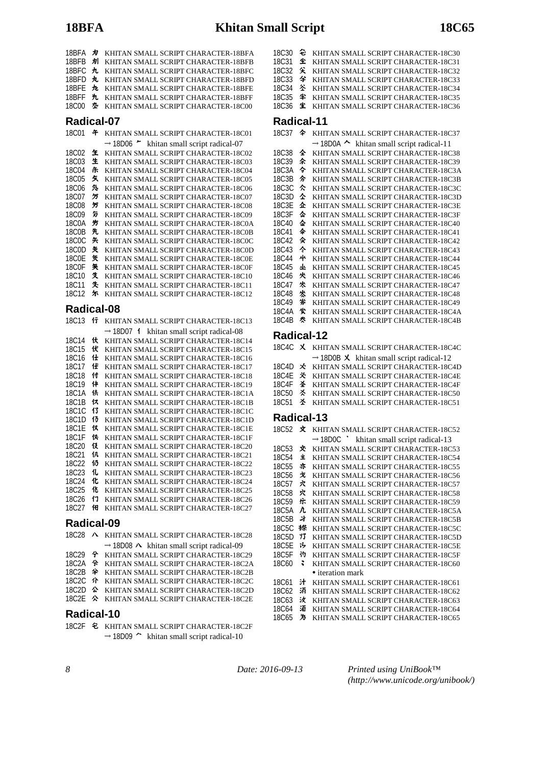18BFA KHITAN SMALL SCRIPT CHARACTER-18BFA
18BFB KHITAN SMALL SCRIPT CHARACTER-18BFB
18BFC KHITAN SMALL SCRIPT CHARACTER-18BFC
18BFD KHITAN SMALL SCRIPT CHARACTER-18BFD
18BFE KHITAN SMALL SCRIPT CHARACTER-18BFE
18BFF KHITAN SMALL SCRIPT CHARACTER-18BFF
18C00 KHITAN SMALL SCRIPT CHARACTER-18C00

## Radical-07

18C01 KHITAN SMALL SCRIPT CHARACTER-18C01
→ 18D06 khitan small script radical-07
18C02 KHITAN SMALL SCRIPT CHARACTER-18C02
18C03 KHITAN SMALL SCRIPT CHARACTER-18C03
18C04 KHITAN SMALL SCRIPT CHARACTER-18C04
18C05 KHITAN SMALL SCRIPT CHARACTER-18C05
18C06 KHITAN SMALL SCRIPT CHARACTER-18C06
18C07 KHITAN SMALL SCRIPT CHARACTER-18C07
18C08 KHITAN SMALL SCRIPT CHARACTER-18C08
18C09 KHITAN SMALL SCRIPT CHARACTER-18C09
18C0A KHITAN SMALL SCRIPT CHARACTER-18C0A
18C0B KHITAN SMALL SCRIPT CHARACTER-18C0B
18C0C KHITAN SMALL SCRIPT CHARACTER-18C0C
18C0D KHITAN SMALL SCRIPT CHARACTER-18C0D
18C0E KHITAN SMALL SCRIPT CHARACTER-18C0E
18C0F KHITAN SMALL SCRIPT CHARACTER-18C0F
18C10 KHITAN SMALL SCRIPT CHARACTER-18C10
18C11 KHITAN SMALL SCRIPT CHARACTER-18C11
18C12 KHITAN SMALL SCRIPT CHARACTER-18C12

## Radical-08

18C13 KHITAN SMALL SCRIPT CHARACTER-18C13
→ 18D07 khitan small script radical-08
18C14 KHITAN SMALL SCRIPT CHARACTER-18C14
18C15 KHITAN SMALL SCRIPT CHARACTER-18C15
18C16 KHITAN SMALL SCRIPT CHARACTER-18C16
18C17 KHITAN SMALL SCRIPT CHARACTER-18C17
18C18 KHITAN SMALL SCRIPT CHARACTER-18C18
18C19 KHITAN SMALL SCRIPT CHARACTER-18C19
18C1A KHITAN SMALL SCRIPT CHARACTER-18C1A
18C1B KHITAN SMALL SCRIPT CHARACTER-18C1B
18C1C KHITAN SMALL SCRIPT CHARACTER-18C1C
18C1D KHITAN SMALL SCRIPT CHARACTER-18C1D
18C1E KHITAN SMALL SCRIPT CHARACTER-18C1E
18C1F KHITAN SMALL SCRIPT CHARACTER-18C1F
18C20 KHITAN SMALL SCRIPT CHARACTER-18C20
18C21 KHITAN SMALL SCRIPT CHARACTER-18C21
18C22 KHITAN SMALL SCRIPT CHARACTER-18C22
18C23 KHITAN SMALL SCRIPT CHARACTER-18C23
18C24 KHITAN SMALL SCRIPT CHARACTER-18C24
18C25 KHITAN SMALL SCRIPT CHARACTER-18C25
18C26 KHITAN SMALL SCRIPT CHARACTER-18C26
18C27 KHITAN SMALL SCRIPT CHARACTER-18C27

## Radical-09

18C28 KHITAN SMALL SCRIPT CHARACTER-18C28
→ 18D08 khitan small script radical-09
18C29 KHITAN SMALL SCRIPT CHARACTER-18C29
18C2A KHITAN SMALL SCRIPT CHARACTER-18C2A
18C2B KHITAN SMALL SCRIPT CHARACTER-18C2B
18C2C KHITAN SMALL SCRIPT CHARACTER-18C2C
18C2D KHITAN SMALL SCRIPT CHARACTER-18C2D
18C2E KHITAN SMALL SCRIPT CHARACTER-18C2E

## Radical-10

18C2F KHITAN SMALL SCRIPT CHARACTER-18C2F
→ 18D09 khitan small script radical-10
18C30 KHITAN SMALL SCRIPT CHARACTER-18C30
18C31 KHITAN SMALL SCRIPT CHARACTER-18C31
18C32 KHITAN SMALL SCRIPT CHARACTER-18C32
18C33 KHITAN SMALL SCRIPT CHARACTER-18C33
18C34 KHITAN SMALL SCRIPT CHARACTER-18C34
18C35 KHITAN SMALL SCRIPT CHARACTER-18C35
18C36 KHITAN SMALL SCRIPT CHARACTER-18C36

## Radical-11

18C37 KHITAN SMALL SCRIPT CHARACTER-18C37
→ 18D0A khitan small script radical-11
18C38 KHITAN SMALL SCRIPT CHARACTER-18C38
18C39 KHITAN SMALL SCRIPT CHARACTER-18C39
18C3A KHITAN SMALL SCRIPT CHARACTER-18C3A
18C3B KHITAN SMALL SCRIPT CHARACTER-18C3B
18C3C KHITAN SMALL SCRIPT CHARACTER-18C3C
18C3D KHITAN SMALL SCRIPT CHARACTER-18C3D
18C3E KHITAN SMALL SCRIPT CHARACTER-18C3E
18C3F KHITAN SMALL SCRIPT CHARACTER-18C3F
18C40 KHITAN SMALL SCRIPT CHARACTER-18C40
18C41 KHITAN SMALL SCRIPT CHARACTER-18C41
18C42 KHITAN SMALL SCRIPT CHARACTER-18C42
18C43 KHITAN SMALL SCRIPT CHARACTER-18C43
18C44 KHITAN SMALL SCRIPT CHARACTER-18C44
18C45 KHITAN SMALL SCRIPT CHARACTER-18C45
18C46 KHITAN SMALL SCRIPT CHARACTER-18C46
18C47 KHITAN SMALL SCRIPT CHARACTER-18C47
18C48 KHITAN SMALL SCRIPT CHARACTER-18C48
18C49 KHITAN SMALL SCRIPT CHARACTER-18C49
18C4A KHITAN SMALL SCRIPT CHARACTER-18C4A
18C4B KHITAN SMALL SCRIPT CHARACTER-18C4B

## Radical-12

18C4C KHITAN SMALL SCRIPT CHARACTER-18C4C
→ 18D0B khitan small script radical-12
18C4D KHITAN SMALL SCRIPT CHARACTER-18C4D
18C4E KHITAN SMALL SCRIPT CHARACTER-18C4E
18C4F KHITAN SMALL SCRIPT CHARACTER-18C4F
18C50 KHITAN SMALL SCRIPT CHARACTER-18C50
18C51 KHITAN SMALL SCRIPT CHARACTER-18C51

## Radical-13

18C52 KHITAN SMALL SCRIPT CHARACTER-18C52
→ 18D0C khitan small script radical-13
18C53 KHITAN SMALL SCRIPT CHARACTER-18C53
18C54 KHITAN SMALL SCRIPT CHARACTER-18C54
18C55 KHITAN SMALL SCRIPT CHARACTER-18C55
18C56 KHITAN SMALL SCRIPT CHARACTER-18C56
18C57 KHITAN SMALL SCRIPT CHARACTER-18C57
18C58 KHITAN SMALL SCRIPT CHARACTER-18C58
18C59 KHITAN SMALL SCRIPT CHARACTER-18C59
18C5A KHITAN SMALL SCRIPT CHARACTER-18C5A
18C5B KHITAN SMALL SCRIPT CHARACTER-18C5B
18C5C KHITAN SMALL SCRIPT CHARACTER-18C5C
18C5D KHITAN SMALL SCRIPT CHARACTER-18C5D
18C5E KHITAN SMALL SCRIPT CHARACTER-18C5E
18C5F KHITAN SMALL SCRIPT CHARACTER-18C5F
18C60 KHITAN SMALL SCRIPT CHARACTER-18C60
• iteration mark
18C61 KHITAN SMALL SCRIPT CHARACTER-18C61
18C62 KHITAN SMALL SCRIPT CHARACTER-18C62
18C63 KHITAN SMALL SCRIPT CHARACTER-18C63
18C64 KHITAN SMALL SCRIPT CHARACTER-18C64
18C65 KHITAN SMALL SCRIPT CHARACTER-18C65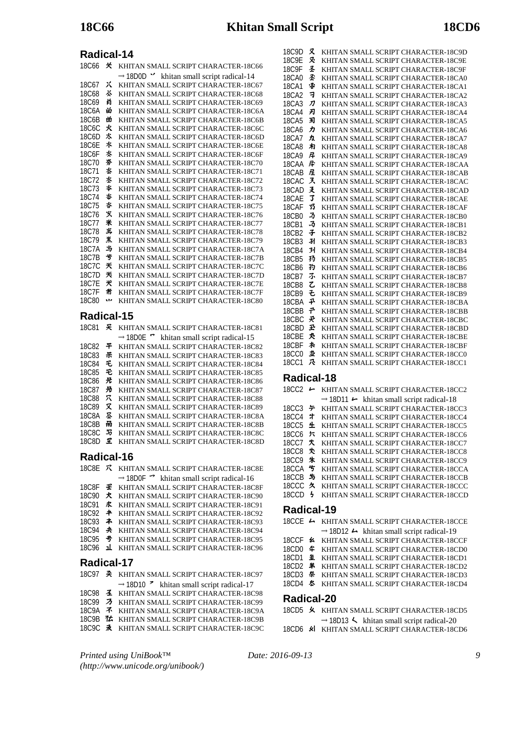## Radical-14

18C66 𘱦 KHITAN SMALL SCRIPT CHARACTER-18C66
→ 18D0D 𘴍 khitan small script radical-14
18C67 𘱧 KHITAN SMALL SCRIPT CHARACTER-18C67
18C68 𘱨 KHITAN SMALL SCRIPT CHARACTER-18C68
18C69 𘱩 KHITAN SMALL SCRIPT CHARACTER-18C69
18C6A 𘱪 KHITAN SMALL SCRIPT CHARACTER-18C6A
18C6B 𘱫 KHITAN SMALL SCRIPT CHARACTER-18C6B
18C6C 𘱬 KHITAN SMALL SCRIPT CHARACTER-18C6C
18C6D 𘱭 KHITAN SMALL SCRIPT CHARACTER-18C6D
18C6E 𘱮 KHITAN SMALL SCRIPT CHARACTER-18C6E
18C6F 𘱯 KHITAN SMALL SCRIPT CHARACTER-18C6F
18C70 𘱰 KHITAN SMALL SCRIPT CHARACTER-18C70
18C71 𘱱 KHITAN SMALL SCRIPT CHARACTER-18C71
18C72 𘱲 KHITAN SMALL SCRIPT CHARACTER-18C72
18C73 𘱳 KHITAN SMALL SCRIPT CHARACTER-18C73
18C74 𘱴 KHITAN SMALL SCRIPT CHARACTER-18C74
18C75 𘱵 KHITAN SMALL SCRIPT CHARACTER-18C75
18C76 𘱶 KHITAN SMALL SCRIPT CHARACTER-18C76
18C77 𘱷 KHITAN SMALL SCRIPT CHARACTER-18C77
18C78 𘱸 KHITAN SMALL SCRIPT CHARACTER-18C78
18C79 𘱹 KHITAN SMALL SCRIPT CHARACTER-18C79
18C7A 𘱺 KHITAN SMALL SCRIPT CHARACTER-18C7A
18C7B 𘱻 KHITAN SMALL SCRIPT CHARACTER-18C7B
18C7C 𘱼 KHITAN SMALL SCRIPT CHARACTER-18C7C
18C7D 𘱽 KHITAN SMALL SCRIPT CHARACTER-18C7D
18C7E 𘱾 KHITAN SMALL SCRIPT CHARACTER-18C7E
18C7F 𘱿 KHITAN SMALL SCRIPT CHARACTER-18C7F
18C80 𘲀 KHITAN SMALL SCRIPT CHARACTER-18C80

## Radical-15

18C81 𘲁 KHITAN SMALL SCRIPT CHARACTER-18C81
→ 18D0E 𘴎 khitan small script radical-15
18C82 𘲂 KHITAN SMALL SCRIPT CHARACTER-18C82
18C83 𘲃 KHITAN SMALL SCRIPT CHARACTER-18C83
18C84 𘲄 KHITAN SMALL SCRIPT CHARACTER-18C84
18C85 𘲅 KHITAN SMALL SCRIPT CHARACTER-18C85
18C86 𘲆 KHITAN SMALL SCRIPT CHARACTER-18C86
18C87 𘲇 KHITAN SMALL SCRIPT CHARACTER-18C87
18C88 𘲈 KHITAN SMALL SCRIPT CHARACTER-18C88
18C89 𘲉 KHITAN SMALL SCRIPT CHARACTER-18C89
18C8A 𘲊 KHITAN SMALL SCRIPT CHARACTER-18C8A
18C8B 𘲋 KHITAN SMALL SCRIPT CHARACTER-18C8B
18C8C 𘲌 KHITAN SMALL SCRIPT CHARACTER-18C8C
18C8D 𘲍 KHITAN SMALL SCRIPT CHARACTER-18C8D

## Radical-16

18C8E 𘲎 KHITAN SMALL SCRIPT CHARACTER-18C8E
→ 18D0F 𘴏 khitan small script radical-16
18C8F 𘲏 KHITAN SMALL SCRIPT CHARACTER-18C8F
18C90 𘲐 KHITAN SMALL SCRIPT CHARACTER-18C90
18C91 𘲑 KHITAN SMALL SCRIPT CHARACTER-18C91
18C92 𘲒 KHITAN SMALL SCRIPT CHARACTER-18C92
18C93 𘲓 KHITAN SMALL SCRIPT CHARACTER-18C93
18C94 𘲔 KHITAN SMALL SCRIPT CHARACTER-18C94
18C95 𘲕 KHITAN SMALL SCRIPT CHARACTER-18C95
18C96 𘲖 KHITAN SMALL SCRIPT CHARACTER-18C96

## Radical-17

18C97 𘲗 KHITAN SMALL SCRIPT CHARACTER-18C97
→ 18D10 𘴐 khitan small script radical-17
18C98 𘲘 KHITAN SMALL SCRIPT CHARACTER-18C98
18C99 𘲙 KHITAN SMALL SCRIPT CHARACTER-18C99
18C9A 𘲚 KHITAN SMALL SCRIPT CHARACTER-18C9A
18C9B 𘲛 KHITAN SMALL SCRIPT CHARACTER-18C9B
18C9C 𘲜 KHITAN SMALL SCRIPT CHARACTER-18C9C
18C9D 𘲝 KHITAN SMALL SCRIPT CHARACTER-18C9D
18C9E 𘲞 KHITAN SMALL SCRIPT CHARACTER-18C9E
18C9F 𘲟 KHITAN SMALL SCRIPT CHARACTER-18C9F
18CA0 𘲠 KHITAN SMALL SCRIPT CHARACTER-18CA0
18CA1 𘲡 KHITAN SMALL SCRIPT CHARACTER-18CA1
18CA2 𘲢 KHITAN SMALL SCRIPT CHARACTER-18CA2
18CA3 𘲣 KHITAN SMALL SCRIPT CHARACTER-18CA3
18CA4 𘲤 KHITAN SMALL SCRIPT CHARACTER-18CA4
18CA5 𘲥 KHITAN SMALL SCRIPT CHARACTER-18CA5
18CA6 𘲦 KHITAN SMALL SCRIPT CHARACTER-18CA6
18CA7 𘲧 KHITAN SMALL SCRIPT CHARACTER-18CA7
18CA8 𘲨 KHITAN SMALL SCRIPT CHARACTER-18CA8
18CA9 𘲩 KHITAN SMALL SCRIPT CHARACTER-18CA9
18CAA 𘲪 KHITAN SMALL SCRIPT CHARACTER-18CAA
18CAB 𘲫 KHITAN SMALL SCRIPT CHARACTER-18CAB
18CAC 𘲬 KHITAN SMALL SCRIPT CHARACTER-18CAC
18CAD 𘲭 KHITAN SMALL SCRIPT CHARACTER-18CAD
18CAE 𘲮 KHITAN SMALL SCRIPT CHARACTER-18CAE
18CAF 𘲯 KHITAN SMALL SCRIPT CHARACTER-18CAF
18CB0 𘲰 KHITAN SMALL SCRIPT CHARACTER-18CB0
18CB1 𘲱 KHITAN SMALL SCRIPT CHARACTER-18CB1
18CB2 𘲲 KHITAN SMALL SCRIPT CHARACTER-18CB2
18CB3 𘲳 KHITAN SMALL SCRIPT CHARACTER-18CB3
18CB4 𘲴 KHITAN SMALL SCRIPT CHARACTER-18CB4
18CB5 𘲵 KHITAN SMALL SCRIPT CHARACTER-18CB5
18CB6 𘲶 KHITAN SMALL SCRIPT CHARACTER-18CB6
18CB7 𘲷 KHITAN SMALL SCRIPT CHARACTER-18CB7
18CB8 𘲸 KHITAN SMALL SCRIPT CHARACTER-18CB8
18CB9 𘲹 KHITAN SMALL SCRIPT CHARACTER-18CB9
18CBA 𘲺 KHITAN SMALL SCRIPT CHARACTER-18CBA
18CBB 𘲻 KHITAN SMALL SCRIPT CHARACTER-18CBB
18CBC 𘲼 KHITAN SMALL SCRIPT CHARACTER-18CBC
18CBD 𘲽 KHITAN SMALL SCRIPT CHARACTER-18CBD
18CBE 𘲾 KHITAN SMALL SCRIPT CHARACTER-18CBE
18CBF 𘲿 KHITAN SMALL SCRIPT CHARACTER-18CBF
18CC0 𘳀 KHITAN SMALL SCRIPT CHARACTER-18CC0
18CC1 𘳁 KHITAN SMALL SCRIPT CHARACTER-18CC1

## Radical-18

18CC2 𘳂 KHITAN SMALL SCRIPT CHARACTER-18CC2
→ 18D11 𘴑 khitan small script radical-18
18CC3 𘳃 KHITAN SMALL SCRIPT CHARACTER-18CC3
18CC4 𘳄 KHITAN SMALL SCRIPT CHARACTER-18CC4
18CC5 𘳅 KHITAN SMALL SCRIPT CHARACTER-18CC5
18CC6 𘳆 KHITAN SMALL SCRIPT CHARACTER-18CC6
18CC7 𘳇 KHITAN SMALL SCRIPT CHARACTER-18CC7
18CC8 𘳈 KHITAN SMALL SCRIPT CHARACTER-18CC8
18CC9 𘳉 KHITAN SMALL SCRIPT CHARACTER-18CC9
18CCA 𘳊 KHITAN SMALL SCRIPT CHARACTER-18CCA
18CCB 𘳋 KHITAN SMALL SCRIPT CHARACTER-18CCB
18CCC 𘳌 KHITAN SMALL SCRIPT CHARACTER-18CCC
18CCD 𘳍 KHITAN SMALL SCRIPT CHARACTER-18CCD

## Radical-19

18CCE 𘳎 KHITAN SMALL SCRIPT CHARACTER-18CCE
→ 18D12 𘴒 khitan small script radical-19
18CCF 𘳏 KHITAN SMALL SCRIPT CHARACTER-18CCF
18CD0 𘳐 KHITAN SMALL SCRIPT CHARACTER-18CD0
18CD1 𘳑 KHITAN SMALL SCRIPT CHARACTER-18CD1
18CD2 𘳒 KHITAN SMALL SCRIPT CHARACTER-18CD2
18CD3 𘳓 KHITAN SMALL SCRIPT CHARACTER-18CD3
18CD4 𘳔 KHITAN SMALL SCRIPT CHARACTER-18CD4

## Radical-20

18CD5 𘳕 KHITAN SMALL SCRIPT CHARACTER-18CD5
→ 18D13 𘴓 khitan small script radical-20
18CD6 𘳖 KHITAN SMALL SCRIPT CHARACTER-18CD6

*Printed using UniBook™ (http://www.unicode.org/unibook/)* *Date: 2016-09-13*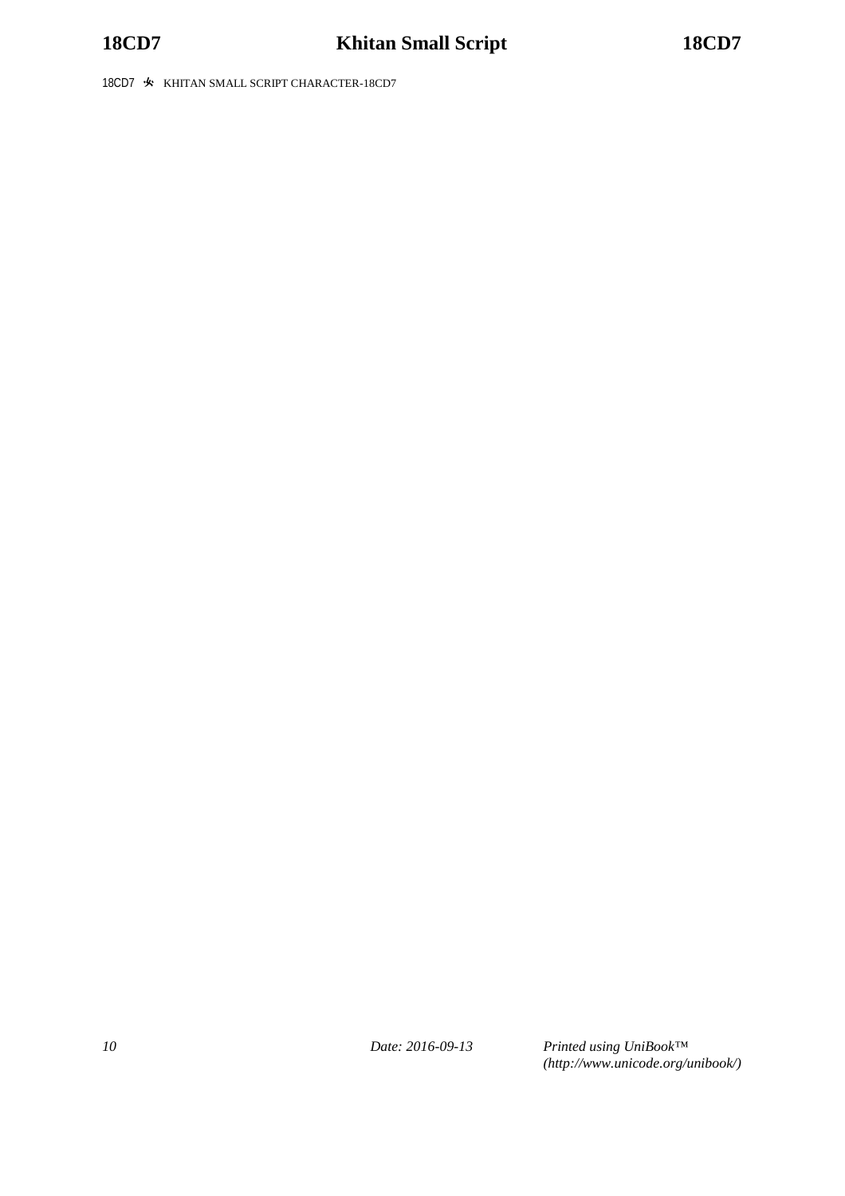18CD7 𘳗 KHITAN SMALL SCRIPT CHARACTER-18CD7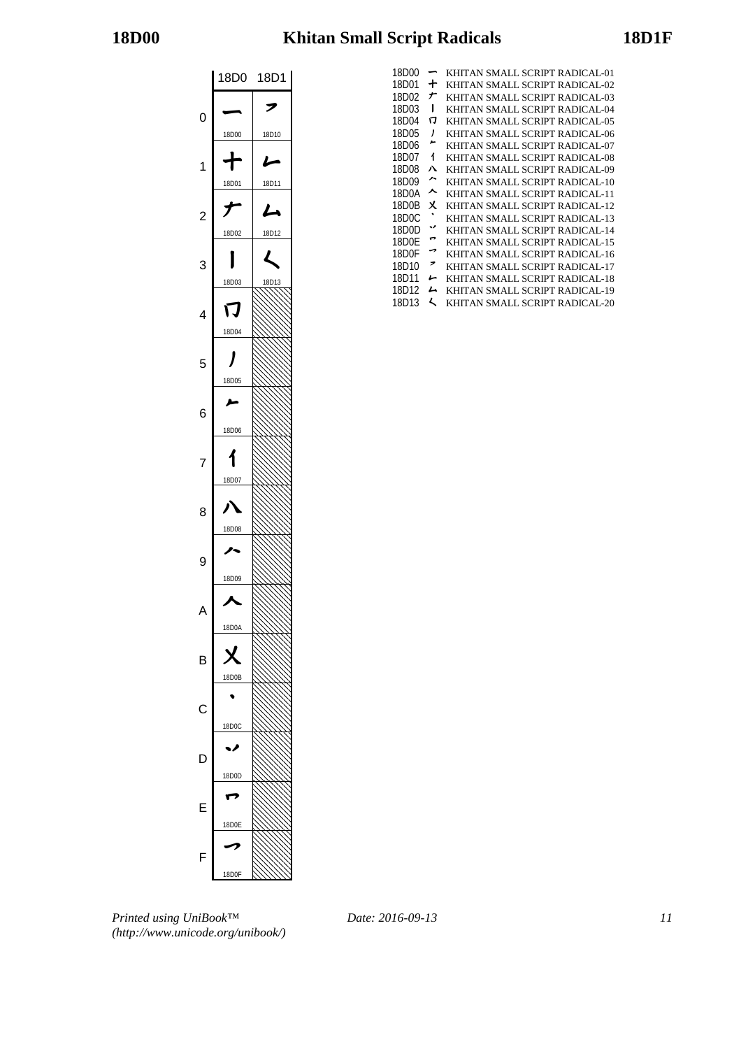# Khitan Small Script Radicals

| | 18D0 | 18D1 |
|---|---|---|
| 0 | 𘴀 18D00 | 𘴐 18D10 |
| 1 | 𘴁 18D01 | 𘴑 18D11 |
| 2 | 𘴂 18D02 | 𘴒 18D12 |
| 3 | 𘴃 18D03 | 𘴓 18D13 |
| 4 | 𘴄 18D04 | |
| 5 | 𘴅 18D05 | |
| 6 | 𘴆 18D06 | |
| 7 | 𘴇 18D07 | |
| 8 | 𘴈 18D08 | |
| 9 | 𘴉 18D09 | |
| A | 𘴊 18D0A | |
| B | 𘴋 18D0B | |
| C | 𘴌 18D0C | |
| D | 𘴍 18D0D | |
| E | 𘴎 18D0E | |
| F | 𘴏 18D0F | |

18D00 𘴀 KHITAN SMALL SCRIPT RADICAL-01
18D01 𘴁 KHITAN SMALL SCRIPT RADICAL-02
18D02 𘴂 KHITAN SMALL SCRIPT RADICAL-03
18D03 𘴃 KHITAN SMALL SCRIPT RADICAL-04
18D04 𘴄 KHITAN SMALL SCRIPT RADICAL-05
18D05 𘴅 KHITAN SMALL SCRIPT RADICAL-06
18D06 𘴆 KHITAN SMALL SCRIPT RADICAL-07
18D07 𘴇 KHITAN SMALL SCRIPT RADICAL-08
18D08 𘴈 KHITAN SMALL SCRIPT RADICAL-09
18D09 𘴉 KHITAN SMALL SCRIPT RADICAL-10
18D0A 𘴊 KHITAN SMALL SCRIPT RADICAL-11
18D0B 𘴋 KHITAN SMALL SCRIPT RADICAL-12
18D0C 𘴌 KHITAN SMALL SCRIPT RADICAL-13
18D0D 𘴍 KHITAN SMALL SCRIPT RADICAL-14
18D0E 𘴎 KHITAN SMALL SCRIPT RADICAL-15
18D0F 𘴏 KHITAN SMALL SCRIPT RADICAL-16
18D10 𘴐 KHITAN SMALL SCRIPT RADICAL-17
18D11 𘴑 KHITAN SMALL SCRIPT RADICAL-18
18D12 𘴒 KHITAN SMALL SCRIPT RADICAL-19
18D13 𘴓 KHITAN SMALL SCRIPT RADICAL-20

*Printed using UniBook™ (http://www.unicode.org/unibook/)*

*Date: 2016-09-13*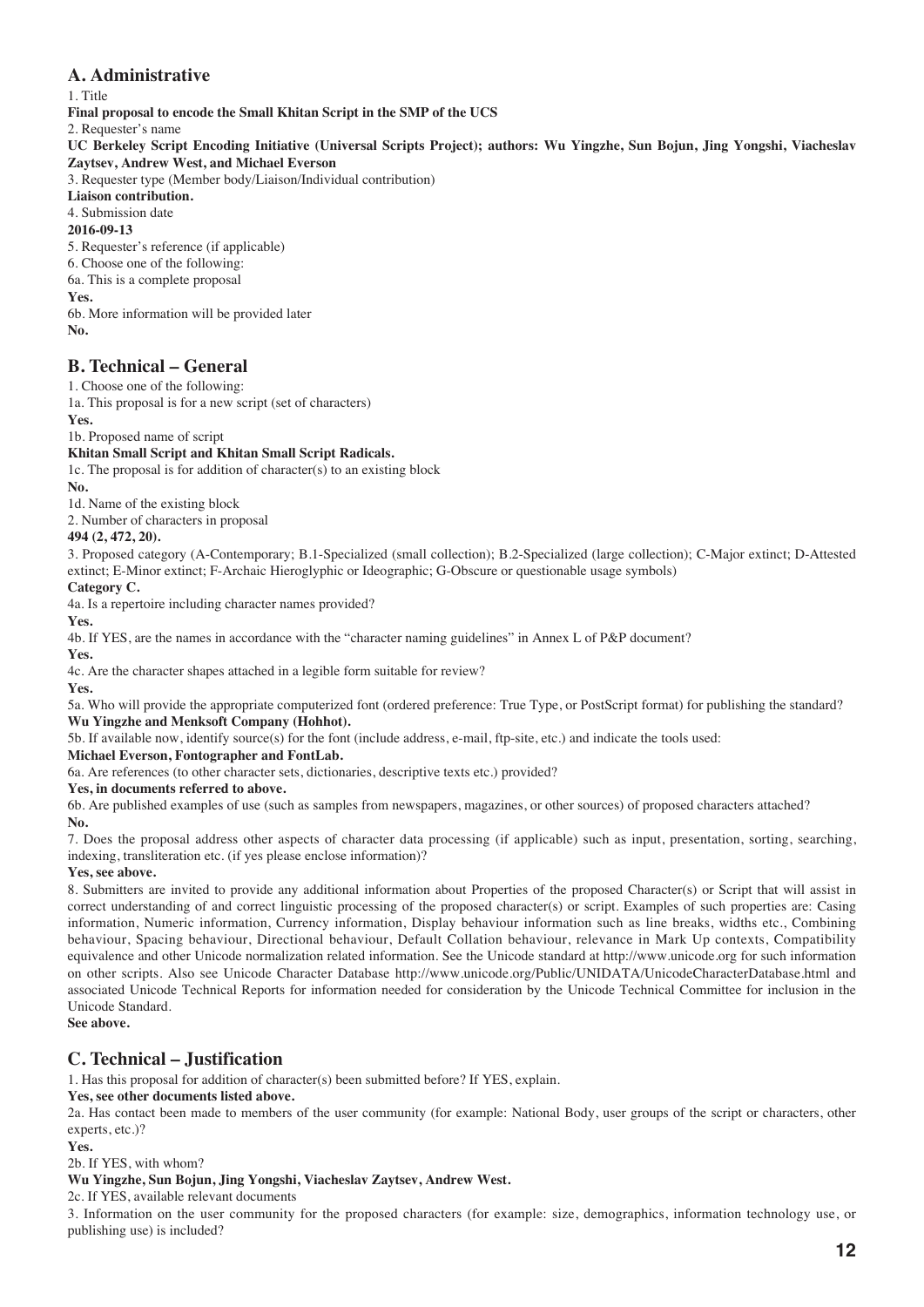## A. Administrative

1. Title

**Final proposal to encode the Small Khitan Script in the SMP of the UCS**

2. Requester's name

**UC Berkeley Script Encoding Initiative (Universal Scripts Project); authors: Wu Yingzhe, Sun Bojun, Jing Yongshi, Viacheslav Zaytsev, Andrew West, and Michael Everson**

3. Requester type (Member body/Liaison/Individual contribution)

**Liaison contribution.**

4. Submission date

**2016-09-13**

5. Requester's reference (if applicable)

6. Choose one of the following:

6a. This is a complete proposal

**Yes.**

6b. More information will be provided later

**No.**

## B. Technical – General

1. Choose one of the following:

1a. This proposal is for a new script (set of characters)

**Yes.**

1b. Proposed name of script

**Khitan Small Script and Khitan Small Script Radicals.**

1c. The proposal is for addition of character(s) to an existing block

**No.**

1d. Name of the existing block

2. Number of characters in proposal

**494 (2, 472, 20).**

3. Proposed category (A-Contemporary; B.1-Specialized (small collection); B.2-Specialized (large collection); C-Major extinct; D-Attested extinct; E-Minor extinct; F-Archaic Hieroglyphic or Ideographic; G-Obscure or questionable usage symbols)

**Category C.**

4a. Is a repertoire including character names provided?

**Yes.**

4b. If YES, are the names in accordance with the "character naming guidelines" in Annex L of P&P document?

**Yes.**

4c. Are the character shapes attached in a legible form suitable for review?

**Yes.**

5a. Who will provide the appropriate computerized font (ordered preference: True Type, or PostScript format) for publishing the standard?

**Wu Yingzhe and Menksoft Company (Hohhot).**

5b. If available now, identify source(s) for the font (include address, e-mail, ftp-site, etc.) and indicate the tools used:

**Michael Everson, Fontographer and FontLab.**

6a. Are references (to other character sets, dictionaries, descriptive texts etc.) provided?

**Yes, in documents referred to above.**

6b. Are published examples of use (such as samples from newspapers, magazines, or other sources) of proposed characters attached?

**No.**

7. Does the proposal address other aspects of character data processing (if applicable) such as input, presentation, sorting, searching, indexing, transliteration etc. (if yes please enclose information)?

**Yes, see above.**

8. Submitters are invited to provide any additional information about Properties of the proposed Character(s) or Script that will assist in correct understanding of and correct linguistic processing of the proposed character(s) or script. Examples of such properties are: Casing information, Numeric information, Currency information, Display behaviour information such as line breaks, widths etc., Combining behaviour, Spacing behaviour, Directional behaviour, Default Collation behaviour, relevance in Mark Up contexts, Compatibility equivalence and other Unicode normalization related information. See the Unicode standard at http://www.unicode.org for such information on other scripts. Also see Unicode Character Database http://www.unicode.org/Public/UNIDATA/UnicodeCharacterDatabase.html and associated Unicode Technical Reports for information needed for consideration by the Unicode Technical Committee for inclusion in the Unicode Standard.

**See above.**

## C. Technical – Justification

1. Has this proposal for addition of character(s) been submitted before? If YES, explain.

**Yes, see other documents listed above.**

2a. Has contact been made to members of the user community (for example: National Body, user groups of the script or characters, other experts, etc.)?

**Yes.**

2b. If YES, with whom?

**Wu Yingzhe, Sun Bojun, Jing Yongshi, Viacheslav Zaytsev, Andrew West.**

2c. If YES, available relevant documents

3. Information on the user community for the proposed characters (for example: size, demographics, information technology use, or publishing use) is included?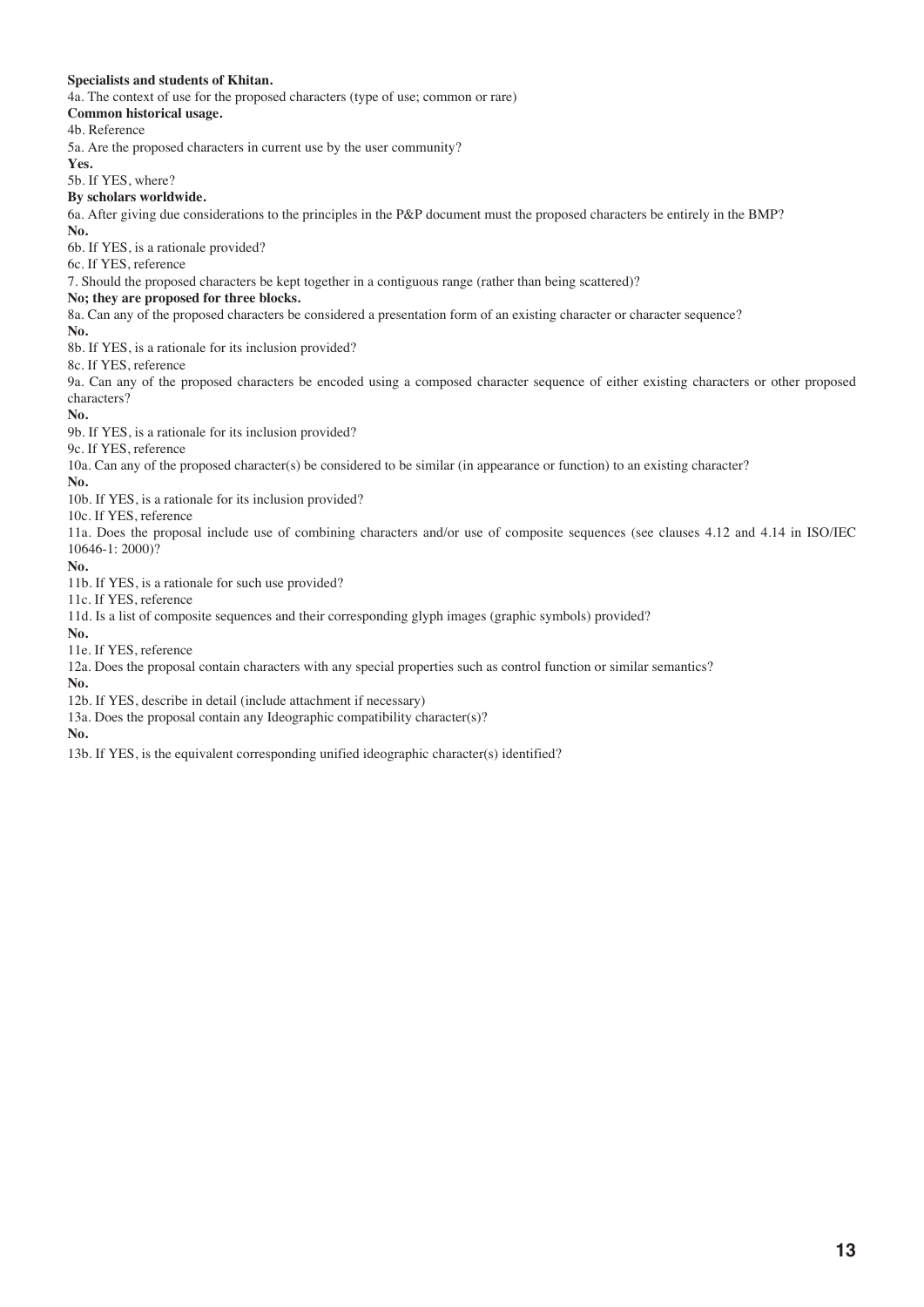**Specialists and students of Khitan.**

4a. The context of use for the proposed characters (type of use; common or rare)

**Common historical usage.**

4b. Reference

5a. Are the proposed characters in current use by the user community?

**Yes.**

5b. If YES, where?

**By scholars worldwide.**

6a. After giving due considerations to the principles in the P&P document must the proposed characters be entirely in the BMP?

**No.**

6b. If YES, is a rationale provided?

6c. If YES, reference

7. Should the proposed characters be kept together in a contiguous range (rather than being scattered)?

***No; they are proposed for three blocks.***

8a. Can any of the proposed characters be considered a presentation form of an existing character or character sequence?

**No.**

8b. If YES, is a rationale for its inclusion provided?

8c. If YES, reference

9a. Can any of the proposed characters be encoded using a composed character sequence of either existing characters or other proposed characters?

**No.**

9b. If YES, is a rationale for its inclusion provided?

9c. If YES, reference

10a. Can any of the proposed character(s) be considered to be similar (in appearance or function) to an existing character?

**No.**

10b. If YES, is a rationale for its inclusion provided?

10c. If YES, reference

11a. Does the proposal include use of combining characters and/or use of composite sequences (see clauses 4.12 and 4.14 in ISO/IEC 10646-1: 2000)?

**No.**

11b. If YES, is a rationale for such use provided?

11c. If YES, reference

11d. Is a list of composite sequences and their corresponding glyph images (graphic symbols) provided?

**No.**

11e. If YES, reference

12a. Does the proposal contain characters with any special properties such as control function or similar semantics?

**No.**

12b. If YES, describe in detail (include attachment if necessary)

13a. Does the proposal contain any Ideographic compatibility character(s)?

**No.**

13b. If YES, is the equivalent corresponding unified ideographic character(s) identified?